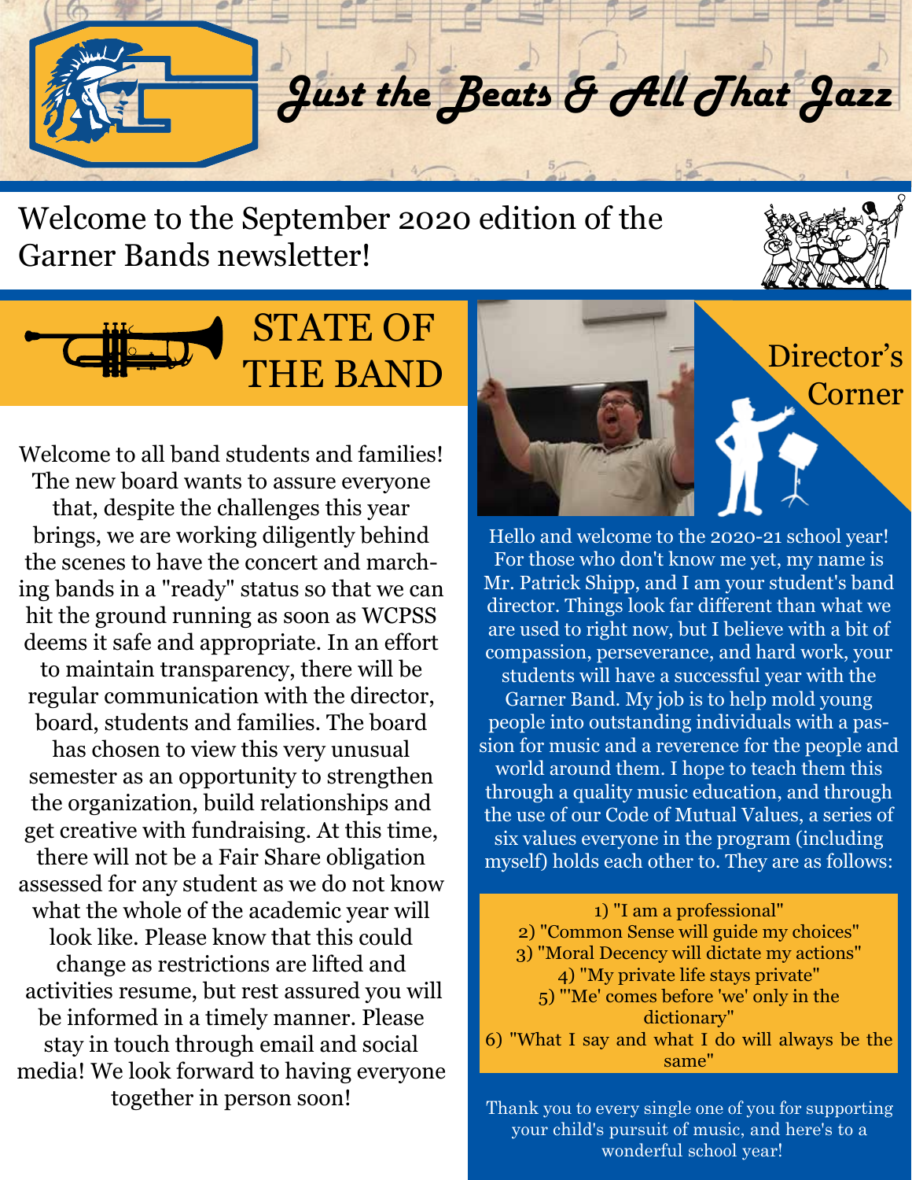# *Just the Beats & All That Jazz*

Welcome to the September 2020 edition of the Garner Bands newsletter!

## STATE OF THE BAND

Welcome to all band students and families! The new board wants to assure everyone that, despite the challenges this year brings, we are working diligently behind the scenes to have the concert and marching bands in a "ready" status so that we can hit the ground running as soon as WCPSS deems it safe and appropriate. In an effort to maintain transparency, there will be regular communication with the director, board, students and families. The board has chosen to view this very unusual semester as an opportunity to strengthen the organization, build relationships and get creative with fundraising. At this time, there will not be a Fair Share obligation assessed for any student as we do not know what the whole of the academic year will look like. Please know that this could change as restrictions are lifted and activities resume, but rest assured you will be informed in a timely manner. Please stay in touch through email and social media! We look forward to having everyone together in person soon!

## Director's Corner

Hello and welcome to the 2020-21 school year! For those who don't know me yet, my name is Mr. Patrick Shipp, and I am your student's band director. Things look far different than what we are used to right now, but I believe with a bit of compassion, perseverance, and hard work, your students will have a successful year with the Garner Band. My job is to help mold young people into outstanding individuals with a passion for music and a reverence for the people and world around them. I hope to teach them this through a quality music education, and through the use of our Code of Mutual Values, a series of six values everyone in the program (including myself) holds each other to. They are as follows:

1) "I am a professional"
2) "Common Sense will guide my choices"
3) "Moral Decency will dictate my actions"
4) "My private life stays private"
5) "'Me' comes before 'we' only in the dictionary"
6) "What I say and what I do will always be the same"

Thank you to every single one of you for supporting your child's pursuit of music, and here's to a wonderful school year!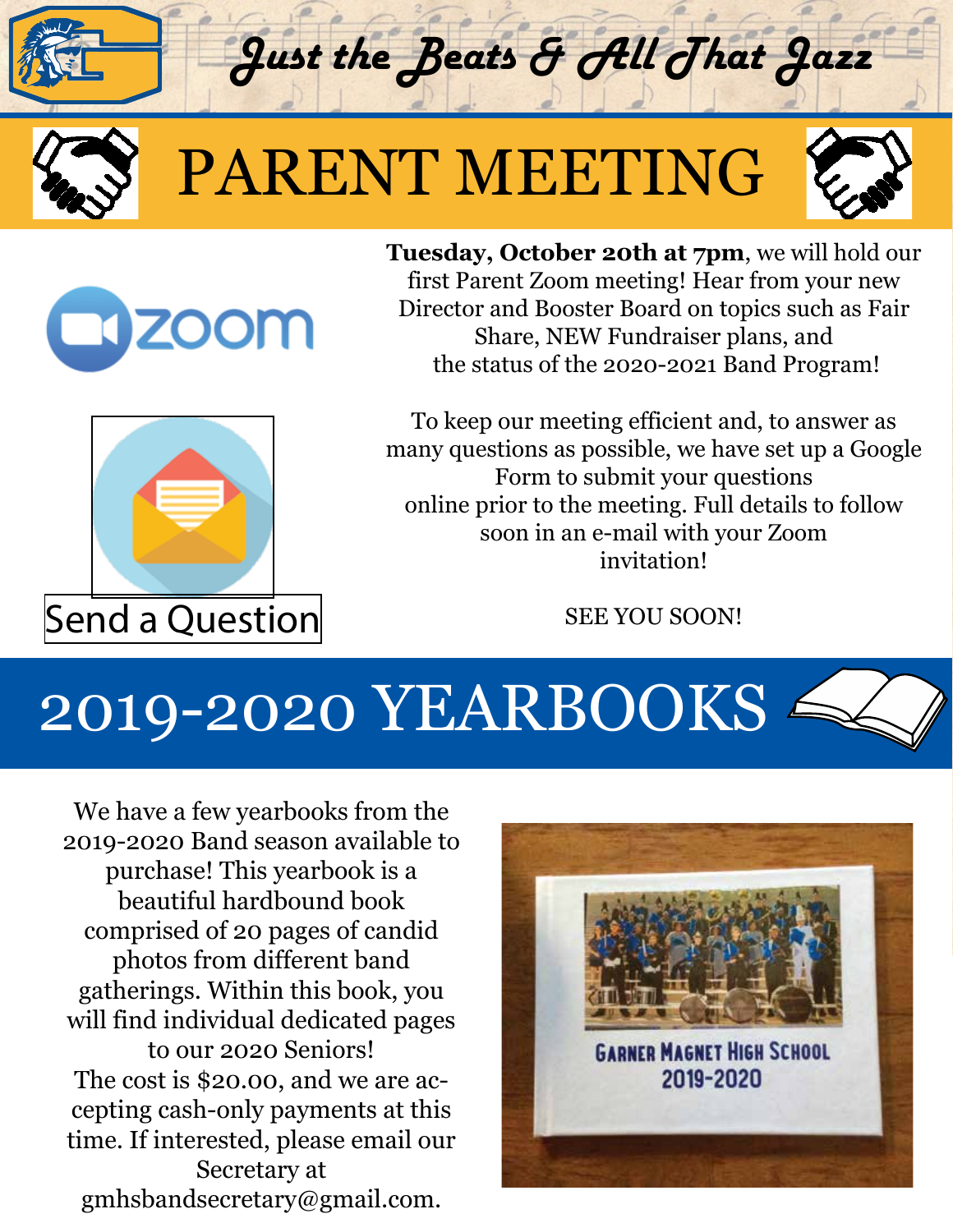# Just the Beats & All That Jazz

## PARENT MEETING

zoom

**Tuesday, October 20th at 7pm**, we will hold our first Parent Zoom meeting! Hear from your new Director and Booster Board on topics such as Fair Share, NEW Fundraiser plans, and the status of the 2020-2021 Band Program!

To keep our meeting efficient and, to answer as many questions as possible, we have set up a Google Form to submit your questions online prior to the meeting. Full details to follow soon in an e-mail with your Zoom invitation!

Send a Question

SEE YOU SOON!

## 2019-2020 YEARBOOKS

We have a few yearbooks from the 2019-2020 Band season available to purchase! This yearbook is a beautiful hardbound book comprised of 20 pages of candid photos from different band gatherings. Within this book, you will find individual dedicated pages to our 2020 Seniors! The cost is $20.00, and we are accepting cash-only payments at this time. If interested, please email our Secretary at gmhsbandsecretary@gmail.com.

GARNER MAGNET HIGH SCHOOL 2019-2020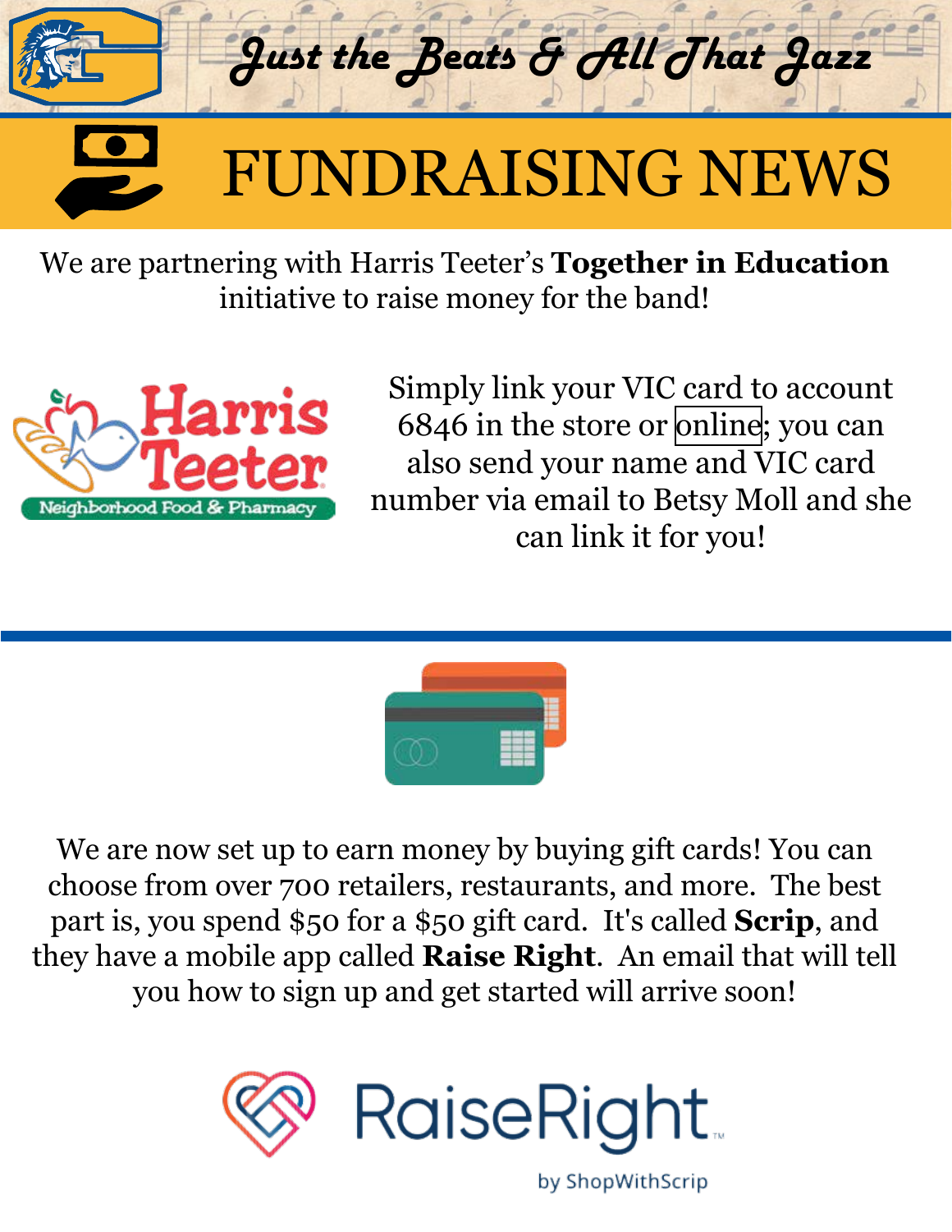# Just the Beats & All That Jazz

## FUNDRAISING NEWS

We are partnering with Harris Teeter's **Together in Education** initiative to raise money for the band!

Simply link your VIC card to account 6846 in the store or online; you can also send your name and VIC card number via email to Betsy Moll and she can link it for you!

We are now set up to earn money by buying gift cards! You can choose from over 700 retailers, restaurants, and more. The best part is, you spend $50 for a $50 gift card. It's called **Scrip**, and they have a mobile app called **Raise Right**. An email that will tell you how to sign up and get started will arrive soon!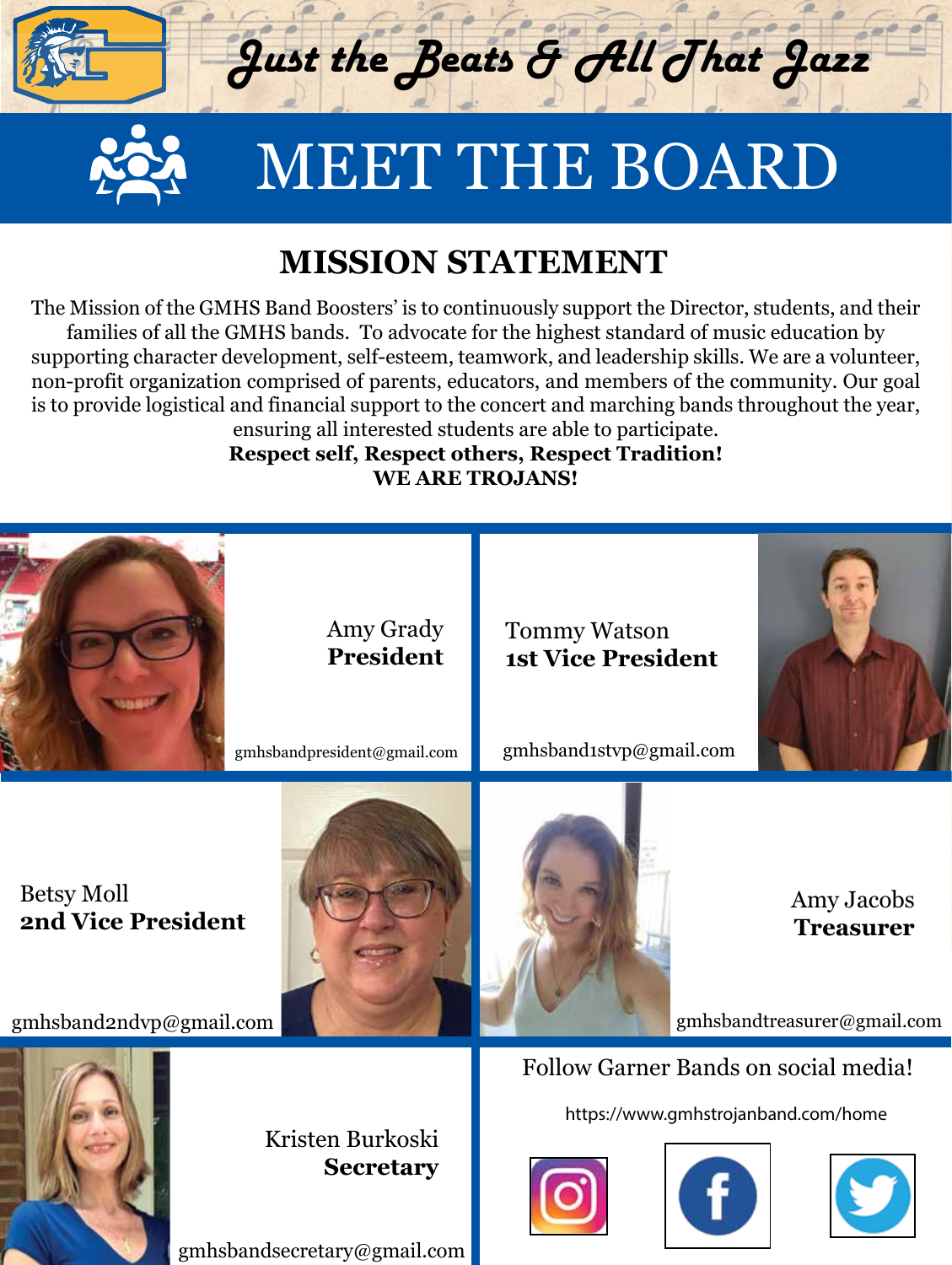*Just the Beats & All That Jazz*

# MEET THE BOARD

## MISSION STATEMENT

The Mission of the GMHS Band Boosters' is to continuously support the Director, students, and their families of all the GMHS bands. To advocate for the highest standard of music education by supporting character development, self-esteem, teamwork, and leadership skills. We are a volunteer, non-profit organization comprised of parents, educators, and members of the community. Our goal is to provide logistical and financial support to the concert and marching bands throughout the year, ensuring all interested students are able to participate.

**Respect self, Respect others, Respect Tradition!**

**WE ARE TROJANS!**

Amy Grady
**President**
gmhsbandpresident@gmail.com

Tommy Watson
**1st Vice President**
gmhsband1stvp@gmail.com

Betsy Moll
**2nd Vice President**
gmhsband2ndvp@gmail.com

Amy Jacobs
**Treasurer**
gmhsbandtreasurer@gmail.com

Kristen Burkoski
**Secretary**
gmhsbandsecretary@gmail.com

Follow Garner Bands on social media!

https://www.gmhstrojanband.com/home